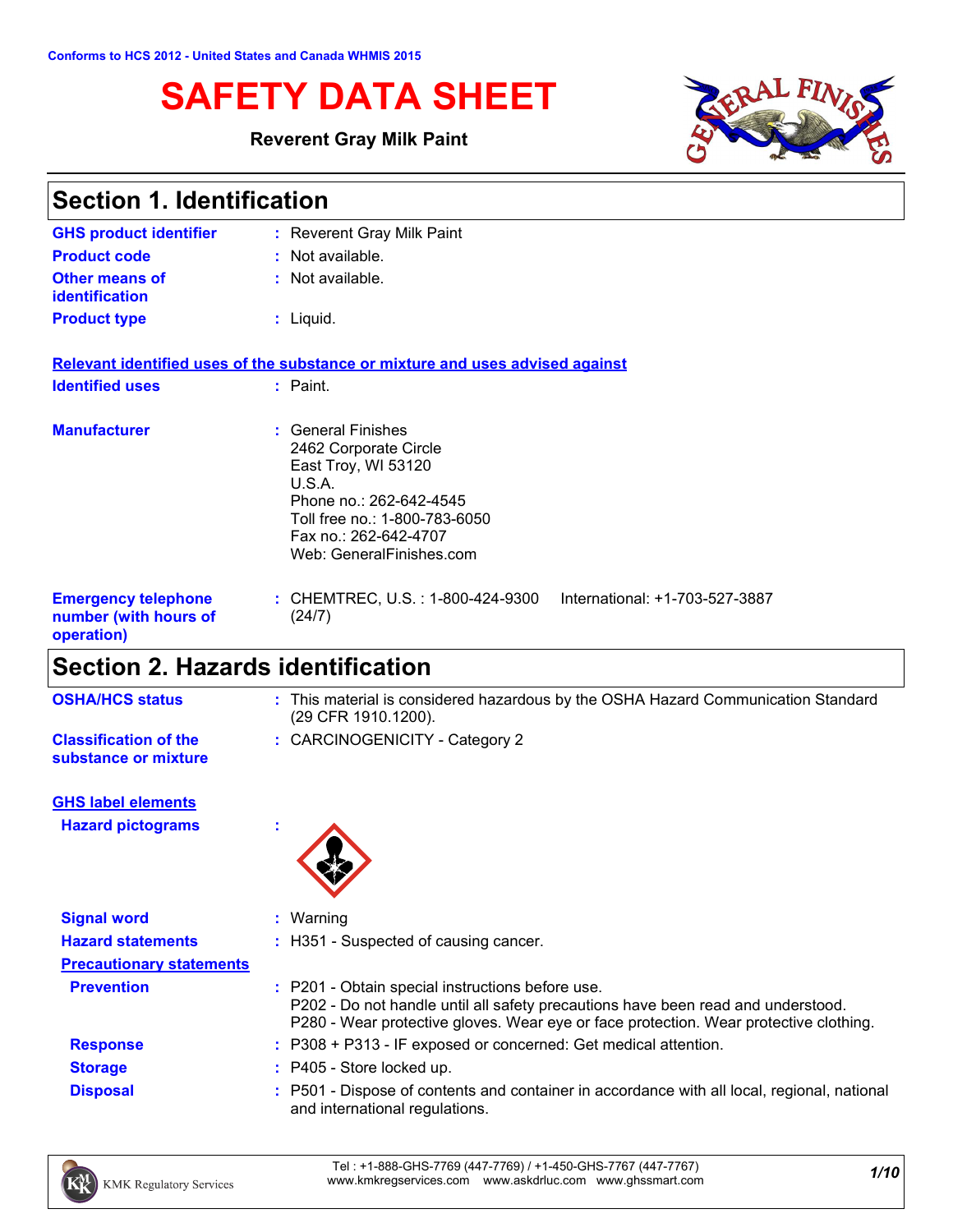Conforms to HCS 2012 - United States and Canada WHMIS 2015

# SAFETY DATA SHEET

**Reverent Gray Milk Paint**

## Section 1. Identification

| | |
|---|---|
| **GHS product identifier** | : Reverent Gray Milk Paint |
| **Product code** | : Not available. |
| **Other means of identification** | : Not available. |
| **Product type** | : Liquid. |

**Relevant identified uses of the substance or mixture and uses advised against**

| | |
|---|---|
| **Identified uses** | : Paint. |
| **Manufacturer** | : General Finishes<br>2462 Corporate Circle<br>East Troy, WI 53120<br>U.S.A.<br>Phone no.: 262-642-4545<br>Toll free no.: 1-800-783-6050<br>Fax no.: 262-642-4707<br>Web: GeneralFinishes.com |
| **Emergency telephone number (with hours of operation)** | : CHEMTREC, U.S. : 1-800-424-9300 International: +1-703-527-3887 (24/7) |

## Section 2. Hazards identification

| | |
|---|---|
| **OSHA/HCS status** | : This material is considered hazardous by the OSHA Hazard Communication Standard (29 CFR 1910.1200). |
| **Classification of the substance or mixture** | : CARCINOGENICITY - Category 2 |

**GHS label elements**

| | |
|---|---|
| **Hazard pictograms** | : |
| **Signal word** | : Warning |
| **Hazard statements** | : H351 - Suspected of causing cancer. |

**Precautionary statements**

| | |
|---|---|
| **Prevention** | : P201 - Obtain special instructions before use.<br>P202 - Do not handle until all safety precautions have been read and understood.<br>P280 - Wear protective gloves. Wear eye or face protection. Wear protective clothing. |
| **Response** | : P308 + P313 - IF exposed or concerned: Get medical attention. |
| **Storage** | : P405 - Store locked up. |
| **Disposal** | : P501 - Dispose of contents and container in accordance with all local, regional, national and international regulations. |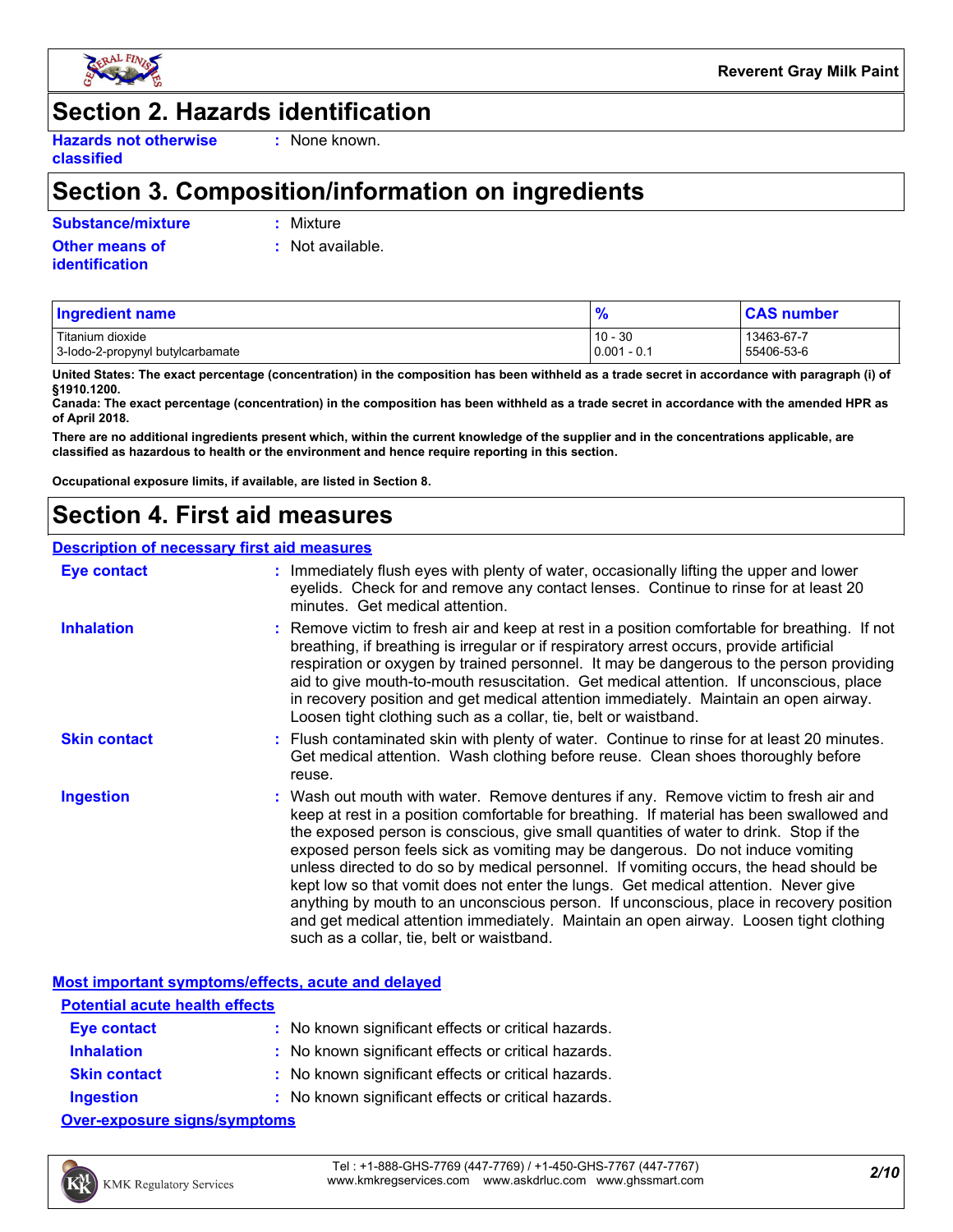## Section 2. Hazards identification

**Hazards not otherwise classified** : None known.

## Section 3. Composition/information on ingredients

**Substance/mixture** : Mixture

**Other means of identification** : Not available.

| Ingredient name | % | CAS number |
|---|---|---|
| Titanium dioxide | 10 - 30 | 13463-67-7 |
| 3-Iodo-2-propynyl butylcarbamate | 0.001 - 0.1 | 55406-53-6 |

**United States: The exact percentage (concentration) in the composition has been withheld as a trade secret in accordance with paragraph (i) of §1910.1200.**

**Canada: The exact percentage (concentration) in the composition has been withheld as a trade secret in accordance with the amended HPR as of April 2018.**

**There are no additional ingredients present which, within the current knowledge of the supplier and in the concentrations applicable, are classified as hazardous to health or the environment and hence require reporting in this section.**

**Occupational exposure limits, if available, are listed in Section 8.**

## Section 4. First aid measures

### Description of necessary first aid measures

**Eye contact** : Immediately flush eyes with plenty of water, occasionally lifting the upper and lower eyelids. Check for and remove any contact lenses. Continue to rinse for at least 20 minutes. Get medical attention.

**Inhalation** : Remove victim to fresh air and keep at rest in a position comfortable for breathing. If not breathing, if breathing is irregular or if respiratory arrest occurs, provide artificial respiration or oxygen by trained personnel. It may be dangerous to the person providing aid to give mouth-to-mouth resuscitation. Get medical attention. If unconscious, place in recovery position and get medical attention immediately. Maintain an open airway. Loosen tight clothing such as a collar, tie, belt or waistband.

**Skin contact** : Flush contaminated skin with plenty of water. Continue to rinse for at least 20 minutes. Get medical attention. Wash clothing before reuse. Clean shoes thoroughly before reuse.

**Ingestion** : Wash out mouth with water. Remove dentures if any. Remove victim to fresh air and keep at rest in a position comfortable for breathing. If material has been swallowed and the exposed person is conscious, give small quantities of water to drink. Stop if the exposed person feels sick as vomiting may be dangerous. Do not induce vomiting unless directed to do so by medical personnel. If vomiting occurs, the head should be kept low so that vomit does not enter the lungs. Get medical attention. Never give anything by mouth to an unconscious person. If unconscious, place in recovery position and get medical attention immediately. Maintain an open airway. Loosen tight clothing such as a collar, tie, belt or waistband.

### Most important symptoms/effects, acute and delayed

#### Potential acute health effects

**Eye contact** : No known significant effects or critical hazards.

**Inhalation** : No known significant effects or critical hazards.

**Skin contact** : No known significant effects or critical hazards.

**Ingestion** : No known significant effects or critical hazards.

#### Over-exposure signs/symptoms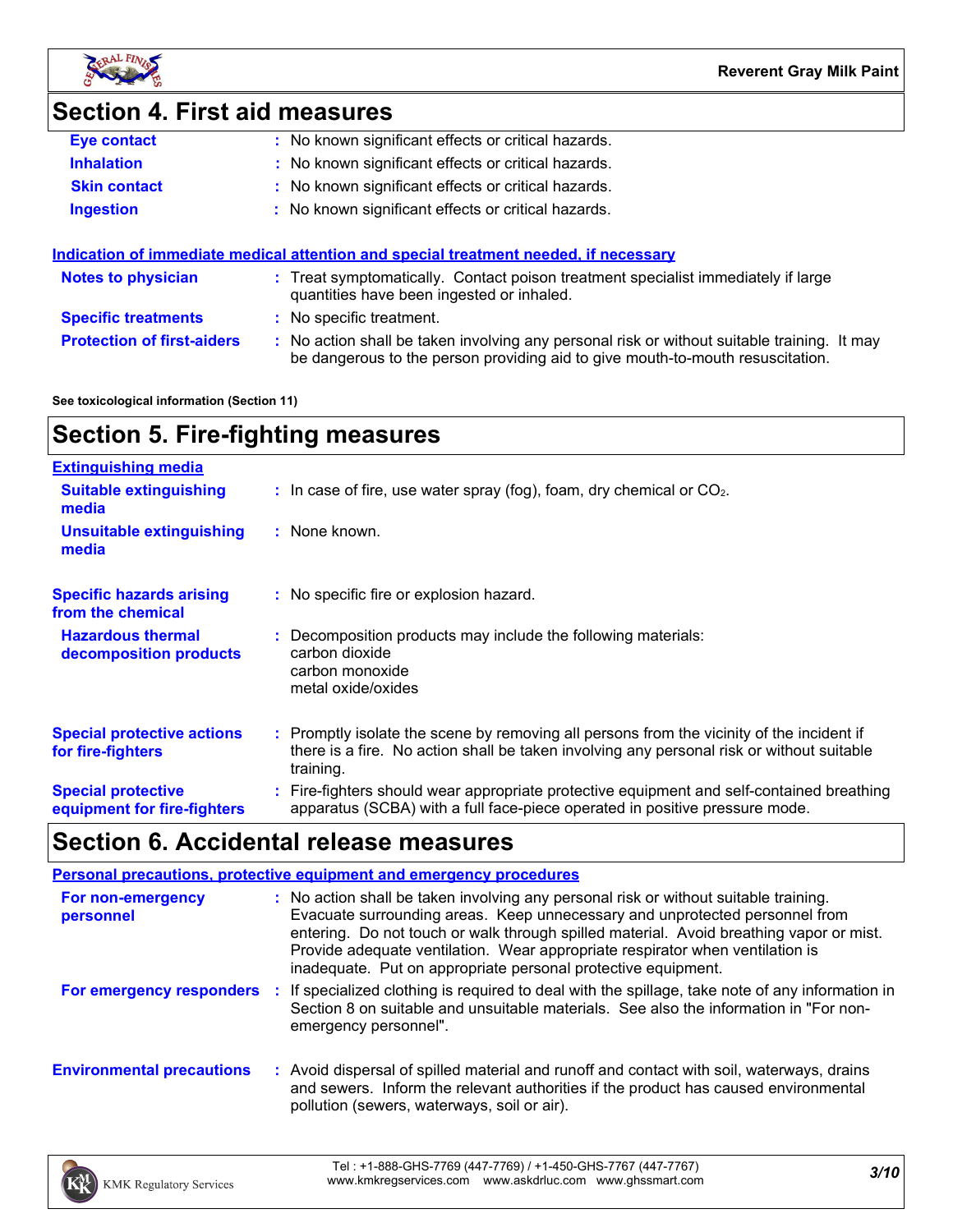## Section 4. First aid measures

**Eye contact** : No known significant effects or critical hazards.

**Inhalation** : No known significant effects or critical hazards.

**Skin contact** : No known significant effects or critical hazards.

**Ingestion** : No known significant effects or critical hazards.

### Indication of immediate medical attention and special treatment needed, if necessary

**Notes to physician** : Treat symptomatically. Contact poison treatment specialist immediately if large quantities have been ingested or inhaled.

**Specific treatments** : No specific treatment.

**Protection of first-aiders** : No action shall be taken involving any personal risk or without suitable training. It may be dangerous to the person providing aid to give mouth-to-mouth resuscitation.

**See toxicological information (Section 11)**

## Section 5. Fire-fighting measures

### Extinguishing media

**Suitable extinguishing media** : In case of fire, use water spray (fog), foam, dry chemical or $CO_2$.

**Unsuitable extinguishing media** : None known.

**Specific hazards arising from the chemical** : No specific fire or explosion hazard.

**Hazardous thermal decomposition products** : Decomposition products may include the following materials:
carbon dioxide
carbon monoxide
metal oxide/oxides

**Special protective actions for fire-fighters** : Promptly isolate the scene by removing all persons from the vicinity of the incident if there is a fire. No action shall be taken involving any personal risk or without suitable training.

**Special protective equipment for fire-fighters** : Fire-fighters should wear appropriate protective equipment and self-contained breathing apparatus (SCBA) with a full face-piece operated in positive pressure mode.

## Section 6. Accidental release measures

### Personal precautions, protective equipment and emergency procedures

**For non-emergency personnel** : No action shall be taken involving any personal risk or without suitable training. Evacuate surrounding areas. Keep unnecessary and unprotected personnel from entering. Do not touch or walk through spilled material. Avoid breathing vapor or mist. Provide adequate ventilation. Wear appropriate respirator when ventilation is inadequate. Put on appropriate personal protective equipment.

**For emergency responders** : If specialized clothing is required to deal with the spillage, take note of any information in Section 8 on suitable and unsuitable materials. See also the information in "For non-emergency personnel".

**Environmental precautions** : Avoid dispersal of spilled material and runoff and contact with soil, waterways, drains and sewers. Inform the relevant authorities if the product has caused environmental pollution (sewers, waterways, soil or air).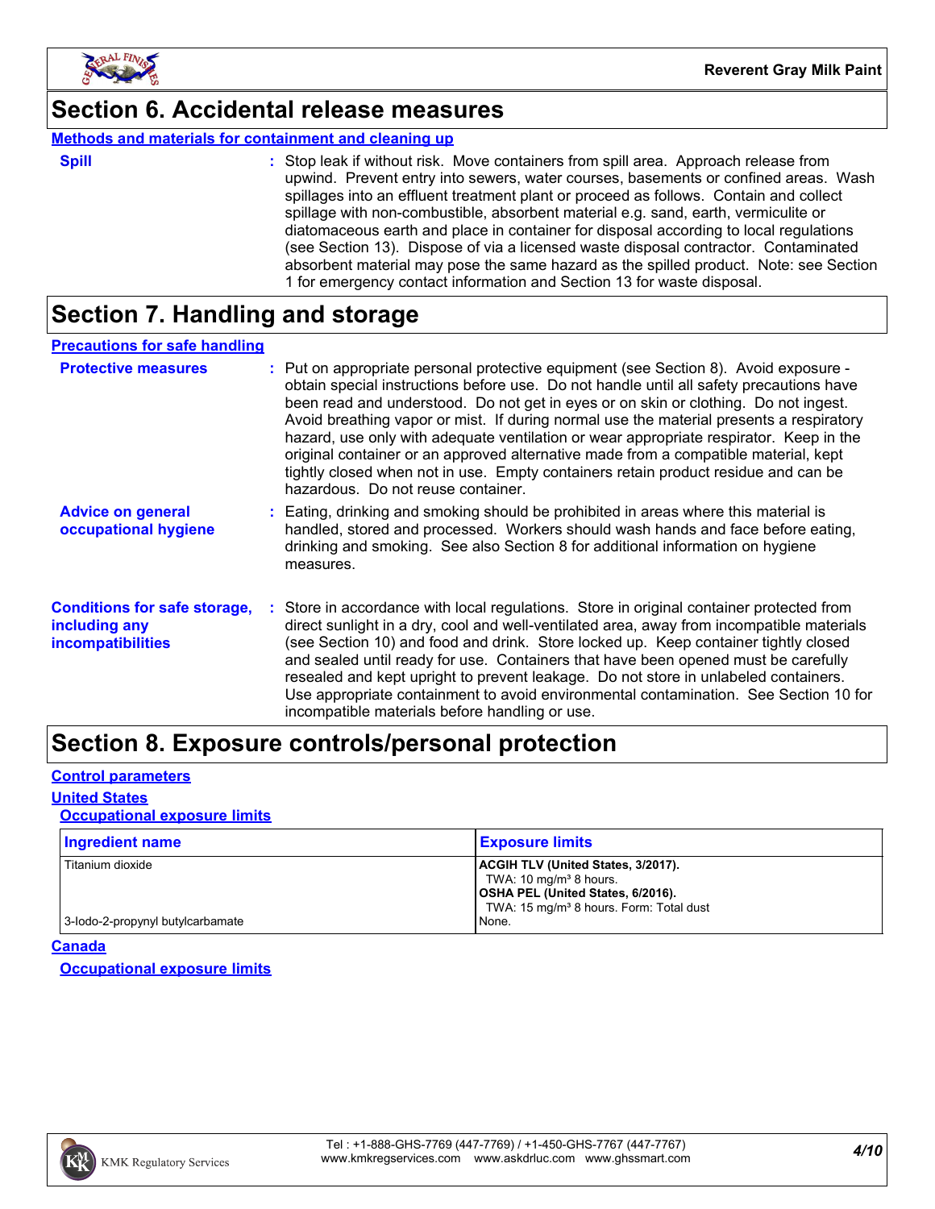## Section 6. Accidental release measures

**Methods and materials for containment and cleaning up**

**Spill** : Stop leak if without risk. Move containers from spill area. Approach release from upwind. Prevent entry into sewers, water courses, basements or confined areas. Wash spillages into an effluent treatment plant or proceed as follows. Contain and collect spillage with non-combustible, absorbent material e.g. sand, earth, vermiculite or diatomaceous earth and place in container for disposal according to local regulations (see Section 13). Dispose of via a licensed waste disposal contractor. Contaminated absorbent material may pose the same hazard as the spilled product. Note: see Section 1 for emergency contact information and Section 13 for waste disposal.

## Section 7. Handling and storage

**Precautions for safe handling**

**Protective measures** : Put on appropriate personal protective equipment (see Section 8). Avoid exposure - obtain special instructions before use. Do not handle until all safety precautions have been read and understood. Do not get in eyes or on skin or clothing. Do not ingest. Avoid breathing vapor or mist. If during normal use the material presents a respiratory hazard, use only with adequate ventilation or wear appropriate respirator. Keep in the original container or an approved alternative made from a compatible material, kept tightly closed when not in use. Empty containers retain product residue and can be hazardous. Do not reuse container.

**Advice on general occupational hygiene** : Eating, drinking and smoking should be prohibited in areas where this material is handled, stored and processed. Workers should wash hands and face before eating, drinking and smoking. See also Section 8 for additional information on hygiene measures.

**Conditions for safe storage, including any incompatibilities** : Store in accordance with local regulations. Store in original container protected from direct sunlight in a dry, cool and well-ventilated area, away from incompatible materials (see Section 10) and food and drink. Store locked up. Keep container tightly closed and sealed until ready for use. Containers that have been opened must be carefully resealed and kept upright to prevent leakage. Do not store in unlabeled containers. Use appropriate containment to avoid environmental contamination. See Section 10 for incompatible materials before handling or use.

## Section 8. Exposure controls/personal protection

**Control parameters**

**United States**

**Occupational exposure limits**

| Ingredient name | Exposure limits |
|---|---|
| Titanium dioxide | **ACGIH TLV (United States, 3/2017).**<br>TWA: 10 mg/m³ 8 hours.<br>**OSHA PEL (United States, 6/2016).**<br>TWA: 15 mg/m³ 8 hours. Form: Total dust |
| 3-Iodo-2-propynyl butylcarbamate | None. |

**Canada**

**Occupational exposure limits**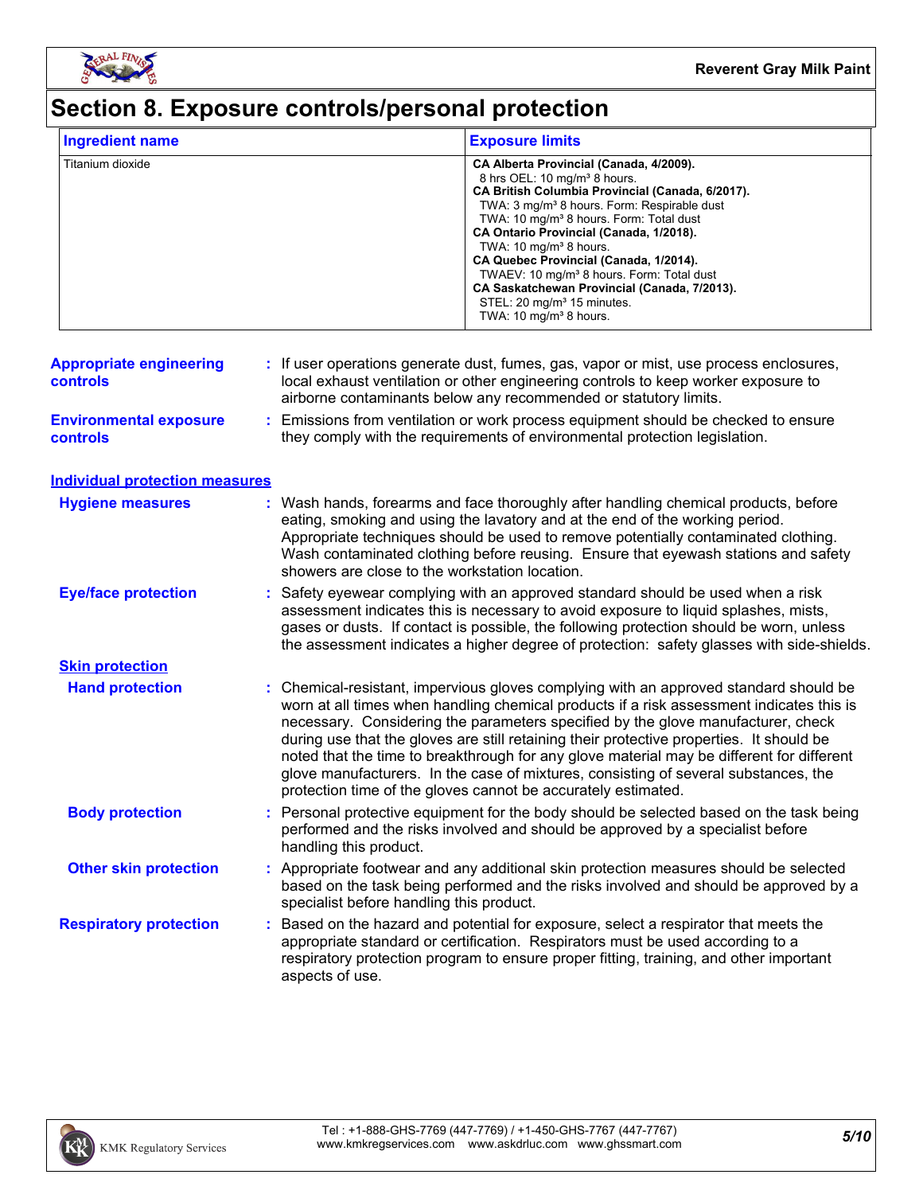# Section 8. Exposure controls/personal protection

| Ingredient name | Exposure limits |
|---|---|
| Titanium dioxide | **CA Alberta Provincial (Canada, 4/2009).**<br>8 hrs OEL: 10 mg/m³ 8 hours.<br>**CA British Columbia Provincial (Canada, 6/2017).**<br>TWA: 3 mg/m³ 8 hours. Form: Respirable dust<br>TWA: 10 mg/m³ 8 hours. Form: Total dust<br>**CA Ontario Provincial (Canada, 1/2018).**<br>TWA: 10 mg/m³ 8 hours.<br>**CA Quebec Provincial (Canada, 1/2014).**<br>TWAEV: 10 mg/m³ 8 hours. Form: Total dust<br>**CA Saskatchewan Provincial (Canada, 7/2013).**<br>STEL: 20 mg/m³ 15 minutes.<br>TWA: 10 mg/m³ 8 hours. |

**Appropriate engineering controls** : If user operations generate dust, fumes, gas, vapor or mist, use process enclosures, local exhaust ventilation or other engineering controls to keep worker exposure to airborne contaminants below any recommended or statutory limits.

**Environmental exposure controls** : Emissions from ventilation or work process equipment should be checked to ensure they comply with the requirements of environmental protection legislation.

## Individual protection measures

**Hygiene measures** : Wash hands, forearms and face thoroughly after handling chemical products, before eating, smoking and using the lavatory and at the end of the working period. Appropriate techniques should be used to remove potentially contaminated clothing. Wash contaminated clothing before reusing. Ensure that eyewash stations and safety showers are close to the workstation location.

**Eye/face protection** : Safety eyewear complying with an approved standard should be used when a risk assessment indicates this is necessary to avoid exposure to liquid splashes, mists, gases or dusts. If contact is possible, the following protection should be worn, unless the assessment indicates a higher degree of protection: safety glasses with side-shields.

### Skin protection

**Hand protection** : Chemical-resistant, impervious gloves complying with an approved standard should be worn at all times when handling chemical products if a risk assessment indicates this is necessary. Considering the parameters specified by the glove manufacturer, check during use that the gloves are still retaining their protective properties. It should be noted that the time to breakthrough for any glove material may be different for different glove manufacturers. In the case of mixtures, consisting of several substances, the protection time of the gloves cannot be accurately estimated.

**Body protection** : Personal protective equipment for the body should be selected based on the task being performed and the risks involved and should be approved by a specialist before handling this product.

**Other skin protection** : Appropriate footwear and any additional skin protection measures should be selected based on the task being performed and the risks involved and should be approved by a specialist before handling this product.

**Respiratory protection** : Based on the hazard and potential for exposure, select a respirator that meets the appropriate standard or certification. Respirators must be used according to a respiratory protection program to ensure proper fitting, training, and other important aspects of use.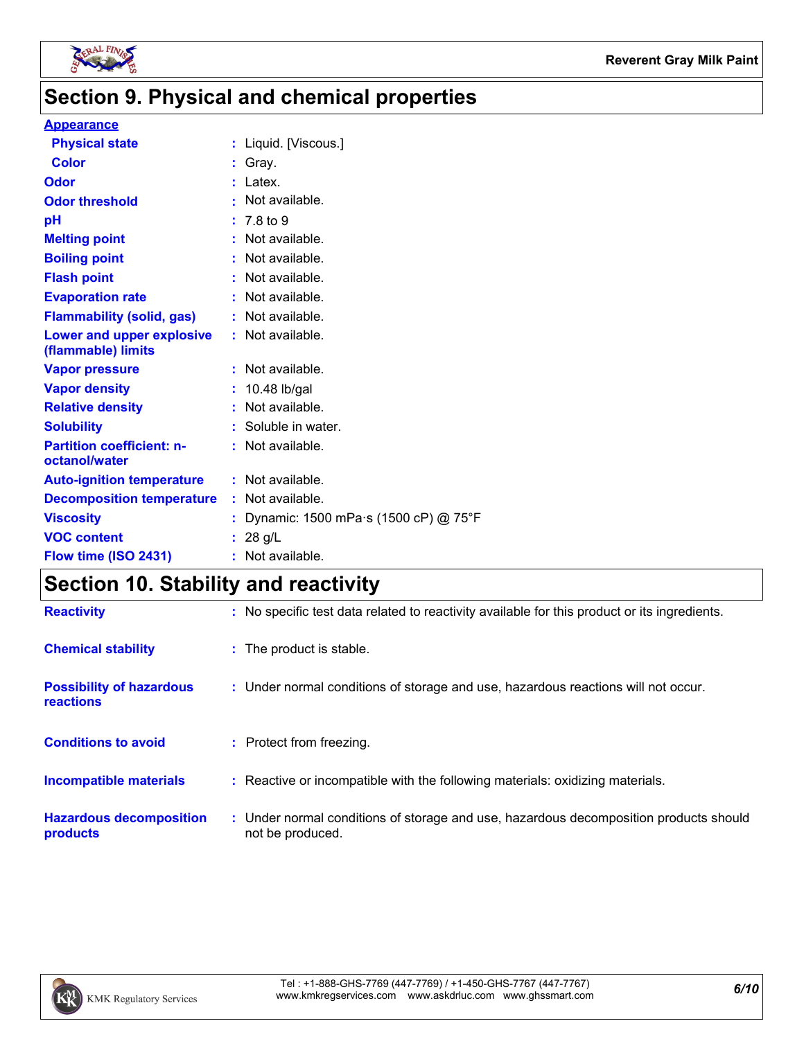## Section 9. Physical and chemical properties

| | |
|---|---|
| **Appearance** | |
| **Physical state** | : Liquid. [Viscous.] |
| **Color** | : Gray. |
| **Odor** | : Latex. |
| **Odor threshold** | : Not available. |
| **pH** | : 7.8 to 9 |
| **Melting point** | : Not available. |
| **Boiling point** | : Not available. |
| **Flash point** | : Not available. |
| **Evaporation rate** | : Not available. |
| **Flammability (solid, gas)** | : Not available. |
| **Lower and upper explosive (flammable) limits** | : Not available. |
| **Vapor pressure** | : Not available. |
| **Vapor density** | : 10.48 lb/gal |
| **Relative density** | : Not available. |
| **Solubility** | : Soluble in water. |
| **Partition coefficient: n-octanol/water** | : Not available. |
| **Auto-ignition temperature** | : Not available. |
| **Decomposition temperature** | : Not available. |
| **Viscosity** | : Dynamic: 1500 mPa·s (1500 cP) @ 75°F |
| **VOC content** | : 28 g/L |
| **Flow time (ISO 2431)** | : Not available. |

## Section 10. Stability and reactivity

| | |
|---|---|
| **Reactivity** | : No specific test data related to reactivity available for this product or its ingredients. |
| **Chemical stability** | : The product is stable. |
| **Possibility of hazardous reactions** | : Under normal conditions of storage and use, hazardous reactions will not occur. |
| **Conditions to avoid** | : Protect from freezing. |
| **Incompatible materials** | : Reactive or incompatible with the following materials: oxidizing materials. |
| **Hazardous decomposition products** | : Under normal conditions of storage and use, hazardous decomposition products should not be produced. |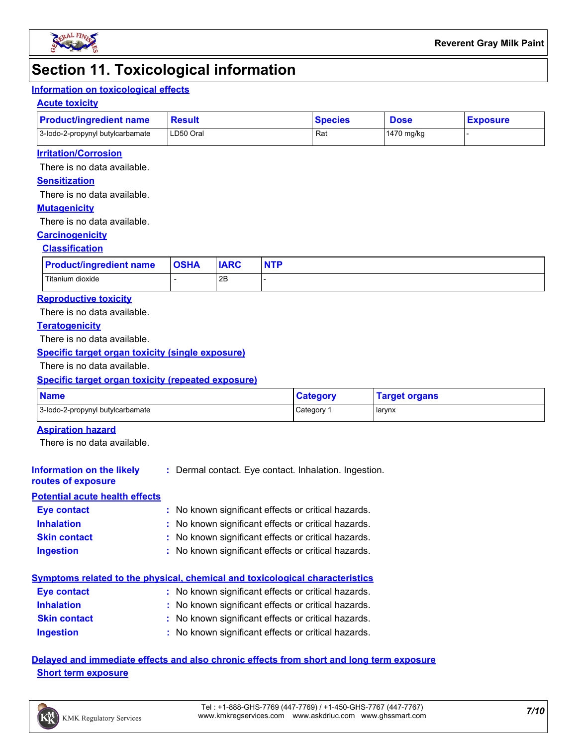# Section 11. Toxicological information

## Information on toxicological effects

### Acute toxicity

| Product/ingredient name | Result | Species | Dose | Exposure |
|---|---|---|---|---|
| 3-Iodo-2-propynyl butylcarbamate | LD50 Oral | Rat | 1470 mg/kg | - |

### Irritation/Corrosion

There is no data available.

### Sensitization

There is no data available.

### Mutagenicity

There is no data available.

### Carcinogenicity

#### Classification

| Product/ingredient name | OSHA | IARC | NTP |
|---|---|---|---|
| Titanium dioxide | - | 2B | - |

### Reproductive toxicity

There is no data available.

### Teratogenicity

There is no data available.

### Specific target organ toxicity (single exposure)

There is no data available.

### Specific target organ toxicity (repeated exposure)

| Name | Category | Target organs |
|---|---|---|
| 3-Iodo-2-propynyl butylcarbamate | Category 1 | larynx |

### Aspiration hazard

There is no data available.

**Information on the likely routes of exposure** : Dermal contact. Eye contact. Inhalation. Ingestion.

## Potential acute health effects

**Eye contact** : No known significant effects or critical hazards.
**Inhalation** : No known significant effects or critical hazards.
**Skin contact** : No known significant effects or critical hazards.
**Ingestion** : No known significant effects or critical hazards.

## Symptoms related to the physical, chemical and toxicological characteristics

**Eye contact** : No known significant effects or critical hazards.
**Inhalation** : No known significant effects or critical hazards.
**Skin contact** : No known significant effects or critical hazards.
**Ingestion** : No known significant effects or critical hazards.

## Delayed and immediate effects and also chronic effects from short and long term exposure

### Short term exposure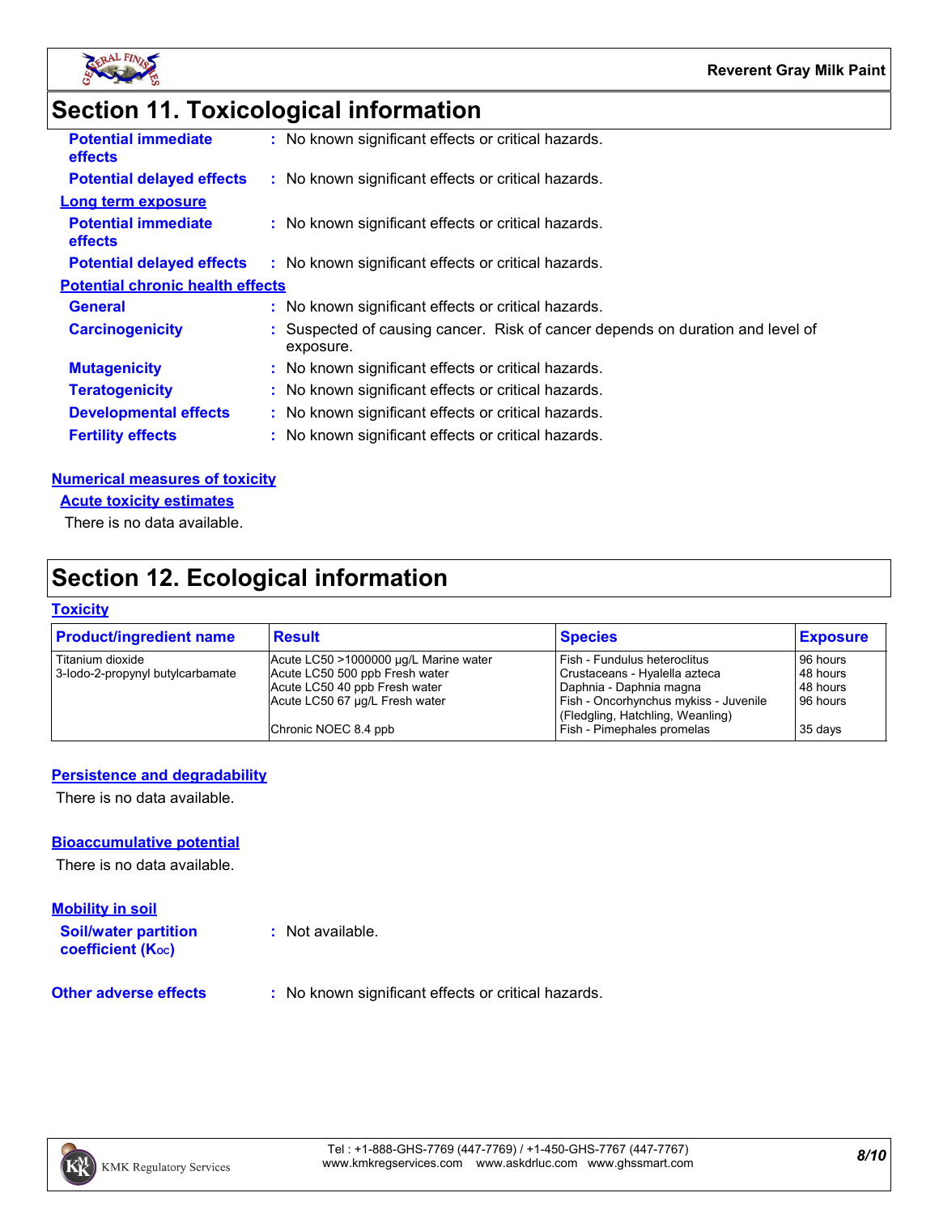## Section 11. Toxicological information

**Potential immediate effects** : No known significant effects or critical hazards.

**Potential delayed effects** : No known significant effects or critical hazards.

**Long term exposure**

**Potential immediate effects** : No known significant effects or critical hazards.

**Potential delayed effects** : No known significant effects or critical hazards.

**Potential chronic health effects**

**General** : No known significant effects or critical hazards.

**Carcinogenicity** : Suspected of causing cancer. Risk of cancer depends on duration and level of exposure.

**Mutagenicity** : No known significant effects or critical hazards.

**Teratogenicity** : No known significant effects or critical hazards.

**Developmental effects** : No known significant effects or critical hazards.

**Fertility effects** : No known significant effects or critical hazards.

**Numerical measures of toxicity**

**Acute toxicity estimates**

There is no data available.

## Section 12. Ecological information

**Toxicity**

| Product/ingredient name | Result | Species | Exposure |
|---|---|---|---|
| Titanium dioxide | Acute LC50 >1000000 µg/L Marine water | Fish - Fundulus heteroclitus | 96 hours |
| 3-Iodo-2-propynyl butylcarbamate | Acute LC50 500 ppb Fresh water | Crustaceans - Hyalella azteca | 48 hours |
| | Acute LC50 40 ppb Fresh water | Daphnia - Daphnia magna | 48 hours |
| | Acute LC50 67 µg/L Fresh water | Fish - Oncorhynchus mykiss - Juvenile (Fledgling, Hatchling, Weanling) | 96 hours |
| | Chronic NOEC 8.4 ppb | Fish - Pimephales promelas | 35 days |

**Persistence and degradability**

There is no data available.

**Bioaccumulative potential**

There is no data available.

**Mobility in soil**

**Soil/water partition coefficient ($K_{OC}$)** : Not available.

**Other adverse effects** : No known significant effects or critical hazards.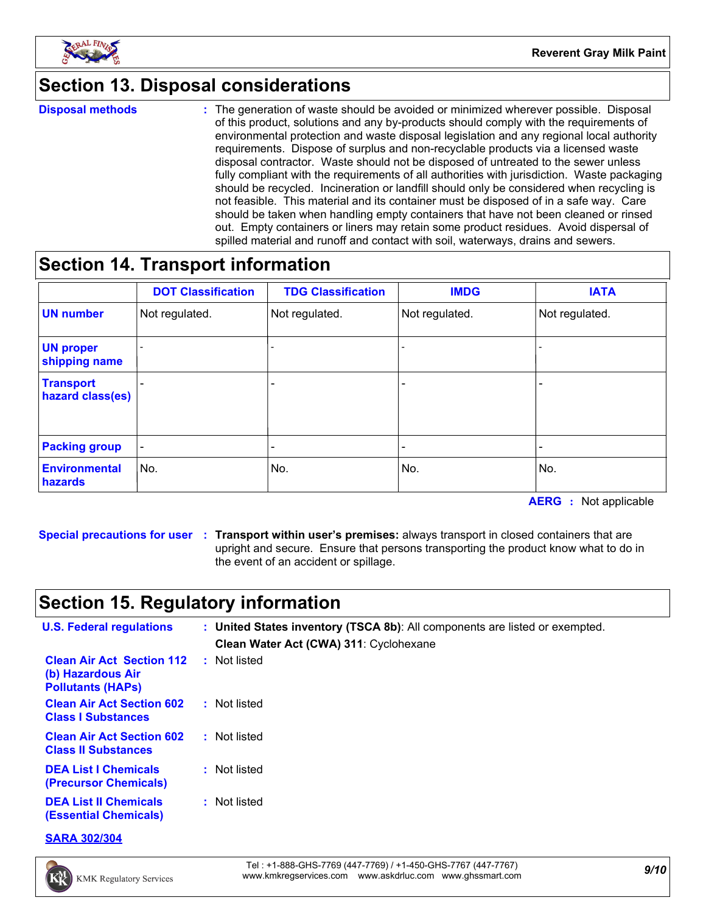## Section 13. Disposal considerations

**Disposal methods** : The generation of waste should be avoided or minimized wherever possible. Disposal of this product, solutions and any by-products should comply with the requirements of environmental protection and waste disposal legislation and any regional local authority requirements. Dispose of surplus and non-recyclable products via a licensed waste disposal contractor. Waste should not be disposed of untreated to the sewer unless fully compliant with the requirements of all authorities with jurisdiction. Waste packaging should be recycled. Incineration or landfill should only be considered when recycling is not feasible. This material and its container must be disposed of in a safe way. Care should be taken when handling empty containers that have not been cleaned or rinsed out. Empty containers or liners may retain some product residues. Avoid dispersal of spilled material and runoff and contact with soil, waterways, drains and sewers.

## Section 14. Transport information

| | DOT Classification | TDG Classification | IMDG | IATA |
|---|---|---|---|---|
| UN number | Not regulated. | Not regulated. | Not regulated. | Not regulated. |
| UN proper shipping name | - | - | - | - |
| Transport hazard class(es) | - | - | - | - |
| Packing group | - | - | - | - |
| Environmental hazards | No. | No. | No. | No. |

**AERG** : Not applicable

**Special precautions for user** : **Transport within user's premises:** always transport in closed containers that are upright and secure. Ensure that persons transporting the product know what to do in the event of an accident or spillage.

## Section 15. Regulatory information

**U.S. Federal regulations** : **United States inventory (TSCA 8b)**: All components are listed or exempted.

**Clean Water Act (CWA) 311**: Cyclohexane

**Clean Air Act Section 112 (b) Hazardous Air Pollutants (HAPs)** : Not listed

**Clean Air Act Section 602 Class I Substances** : Not listed

**Clean Air Act Section 602 Class II Substances** : Not listed

**DEA List I Chemicals (Precursor Chemicals)** : Not listed

**DEA List II Chemicals (Essential Chemicals)** : Not listed

**SARA 302/304**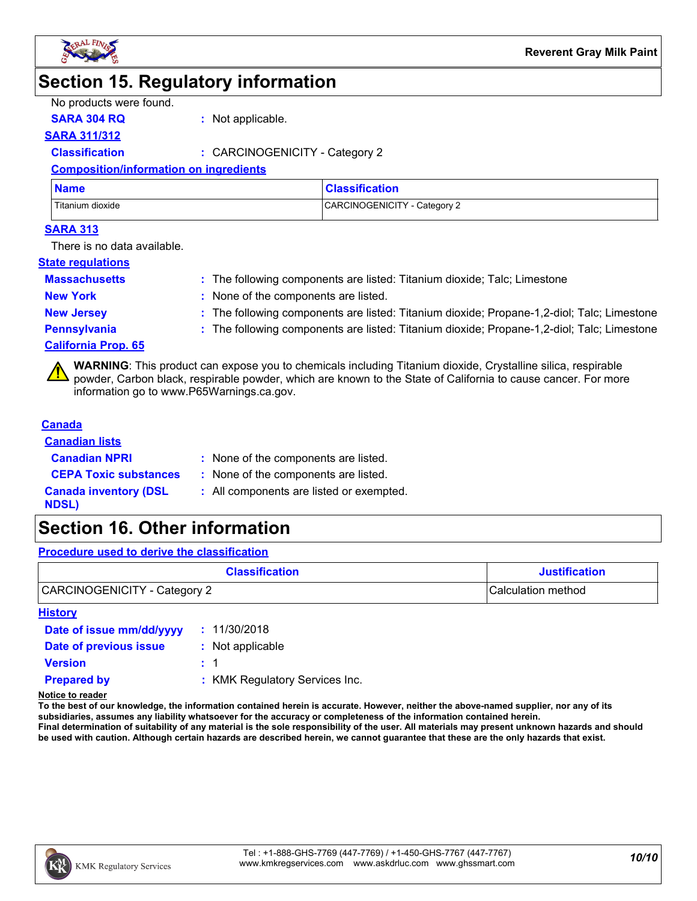## Section 15. Regulatory information

No products were found.

**SARA 304 RQ** : Not applicable.

**SARA 311/312**

**Classification** : CARCINOGENICITY - Category 2

**Composition/information on ingredients**

| Name | Classification |
| --- | --- |
| Titanium dioxide | CARCINOGENICITY - Category 2 |

**SARA 313**

There is no data available.

**State regulations**

**Massachusetts** : The following components are listed: Titanium dioxide; Talc; Limestone

**New York** : None of the components are listed.

**New Jersey** : The following components are listed: Titanium dioxide; Propane-1,2-diol; Talc; Limestone

**Pennsylvania** : The following components are listed: Titanium dioxide; Propane-1,2-diol; Talc; Limestone

**California Prop. 65**

**WARNING**: This product can expose you to chemicals including Titanium dioxide, Crystalline silica, respirable powder, Carbon black, respirable powder, which are known to the State of California to cause cancer. For more information go to www.P65Warnings.ca.gov.

**Canada**

**Canadian lists**

**Canadian NPRI** : None of the components are listed.

**CEPA Toxic substances** : None of the components are listed.

**Canada inventory (DSL NDSL)** : All components are listed or exempted.

## Section 16. Other information

**Procedure used to derive the classification**

| Classification | Justification |
| --- | --- |
| CARCINOGENICITY - Category 2 | Calculation method |

**History**

**Date of issue mm/dd/yyyy** : 11/30/2018

**Date of previous issue** : Not applicable

**Version** : 1

**Prepared by** : KMK Regulatory Services Inc.

**Notice to reader**

**To the best of our knowledge, the information contained herein is accurate. However, neither the above-named supplier, nor any of its subsidiaries, assumes any liability whatsoever for the accuracy or completeness of the information contained herein.**
**Final determination of suitability of any material is the sole responsibility of the user. All materials may present unknown hazards and should be used with caution. Although certain hazards are described herein, we cannot guarantee that these are the only hazards that exist.**